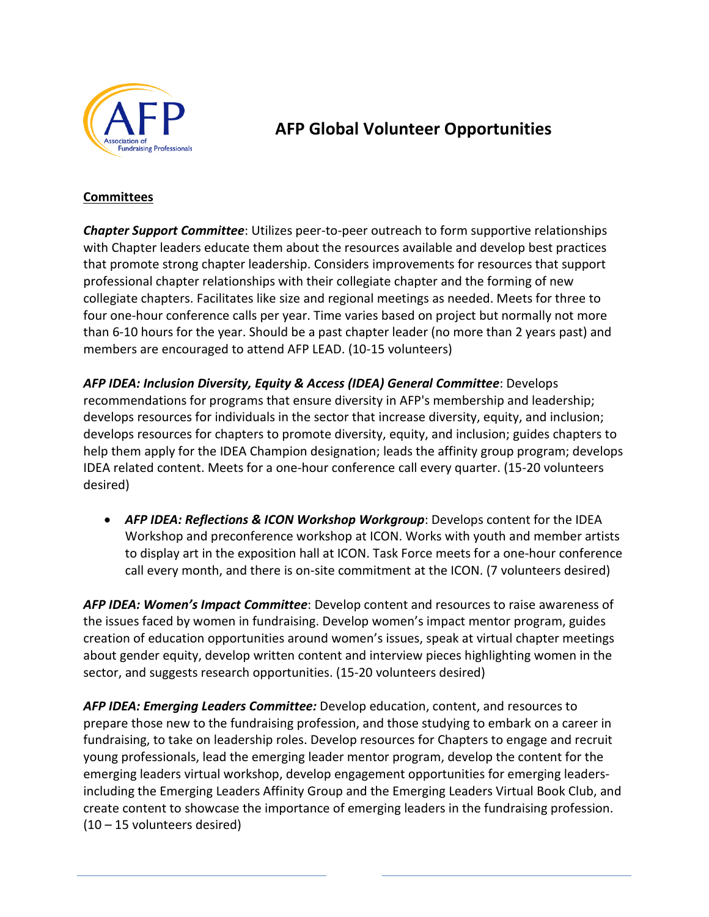# AFP Global Volunteer Opportunities

## Committees

***Chapter Support Committee***: Utilizes peer-to-peer outreach to form supportive relationships with Chapter leaders educate them about the resources available and develop best practices that promote strong chapter leadership. Considers improvements for resources that support professional chapter relationships with their collegiate chapter and the forming of new collegiate chapters. Facilitates like size and regional meetings as needed. Meets for three to four one-hour conference calls per year. Time varies based on project but normally not more than 6-10 hours for the year. Should be a past chapter leader (no more than 2 years past) and members are encouraged to attend AFP LEAD. (10-15 volunteers)

***AFP IDEA: Inclusion Diversity, Equity & Access (IDEA) General Committee***: Develops recommendations for programs that ensure diversity in AFP's membership and leadership; develops resources for individuals in the sector that increase diversity, equity, and inclusion; develops resources for chapters to promote diversity, equity, and inclusion; guides chapters to help them apply for the IDEA Champion designation; leads the affinity group program; develops IDEA related content. Meets for a one-hour conference call every quarter. (15-20 volunteers desired)

- ***AFP IDEA: Reflections & ICON Workshop Workgroup***: Develops content for the IDEA Workshop and preconference workshop at ICON. Works with youth and member artists to display art in the exposition hall at ICON. Task Force meets for a one-hour conference call every month, and there is on-site commitment at the ICON. (7 volunteers desired)

***AFP IDEA: Women's Impact Committee***: Develop content and resources to raise awareness of the issues faced by women in fundraising. Develop women's impact mentor program, guides creation of education opportunities around women's issues, speak at virtual chapter meetings about gender equity, develop written content and interview pieces highlighting women in the sector, and suggests research opportunities. (15-20 volunteers desired)

***AFP IDEA: Emerging Leaders Committee:*** Develop education, content, and resources to prepare those new to the fundraising profession, and those studying to embark on a career in fundraising, to take on leadership roles. Develop resources for Chapters to engage and recruit young professionals, lead the emerging leader mentor program, develop the content for the emerging leaders virtual workshop, develop engagement opportunities for emerging leaders- including the Emerging Leaders Affinity Group and the Emerging Leaders Virtual Book Club, and create content to showcase the importance of emerging leaders in the fundraising profession. (10 – 15 volunteers desired)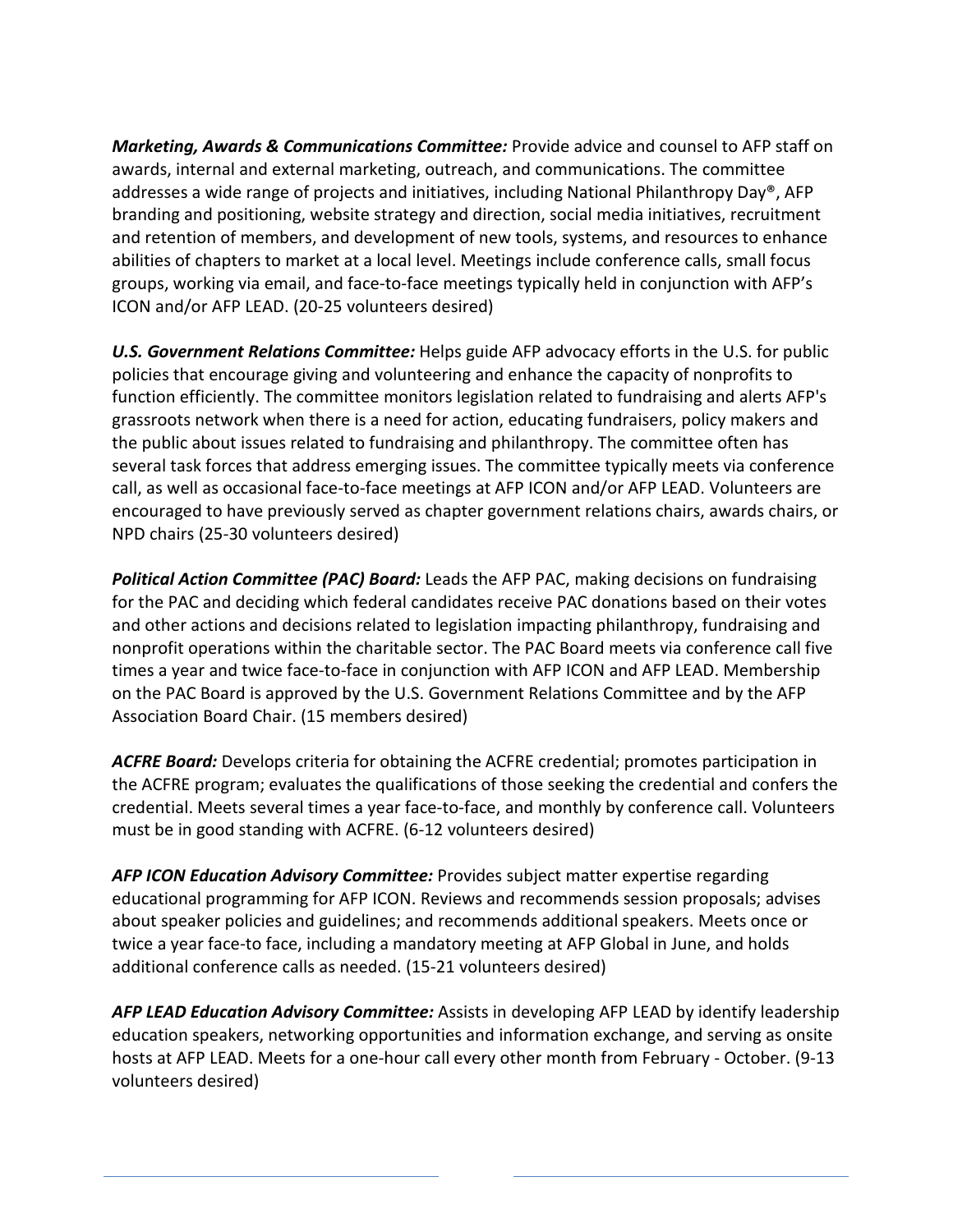***Marketing, Awards & Communications Committee:*** Provide advice and counsel to AFP staff on awards, internal and external marketing, outreach, and communications. The committee addresses a wide range of projects and initiatives, including National Philanthropy Day®, AFP branding and positioning, website strategy and direction, social media initiatives, recruitment and retention of members, and development of new tools, systems, and resources to enhance abilities of chapters to market at a local level. Meetings include conference calls, small focus groups, working via email, and face-to-face meetings typically held in conjunction with AFP's ICON and/or AFP LEAD. (20-25 volunteers desired)

***U.S. Government Relations Committee:*** Helps guide AFP advocacy efforts in the U.S. for public policies that encourage giving and volunteering and enhance the capacity of nonprofits to function efficiently. The committee monitors legislation related to fundraising and alerts AFP's grassroots network when there is a need for action, educating fundraisers, policy makers and the public about issues related to fundraising and philanthropy. The committee often has several task forces that address emerging issues. The committee typically meets via conference call, as well as occasional face-to-face meetings at AFP ICON and/or AFP LEAD. Volunteers are encouraged to have previously served as chapter government relations chairs, awards chairs, or NPD chairs (25-30 volunteers desired)

***Political Action Committee (PAC) Board:*** Leads the AFP PAC, making decisions on fundraising for the PAC and deciding which federal candidates receive PAC donations based on their votes and other actions and decisions related to legislation impacting philanthropy, fundraising and nonprofit operations within the charitable sector. The PAC Board meets via conference call five times a year and twice face-to-face in conjunction with AFP ICON and AFP LEAD. Membership on the PAC Board is approved by the U.S. Government Relations Committee and by the AFP Association Board Chair. (15 members desired)

***ACFRE Board:*** Develops criteria for obtaining the ACFRE credential; promotes participation in the ACFRE program; evaluates the qualifications of those seeking the credential and confers the credential. Meets several times a year face-to-face, and monthly by conference call. Volunteers must be in good standing with ACFRE. (6-12 volunteers desired)

***AFP ICON Education Advisory Committee:*** Provides subject matter expertise regarding educational programming for AFP ICON. Reviews and recommends session proposals; advises about speaker policies and guidelines; and recommends additional speakers. Meets once or twice a year face-to face, including a mandatory meeting at AFP Global in June, and holds additional conference calls as needed. (15-21 volunteers desired)

***AFP LEAD Education Advisory Committee:*** Assists in developing AFP LEAD by identify leadership education speakers, networking opportunities and information exchange, and serving as onsite hosts at AFP LEAD. Meets for a one-hour call every other month from February - October. (9-13 volunteers desired)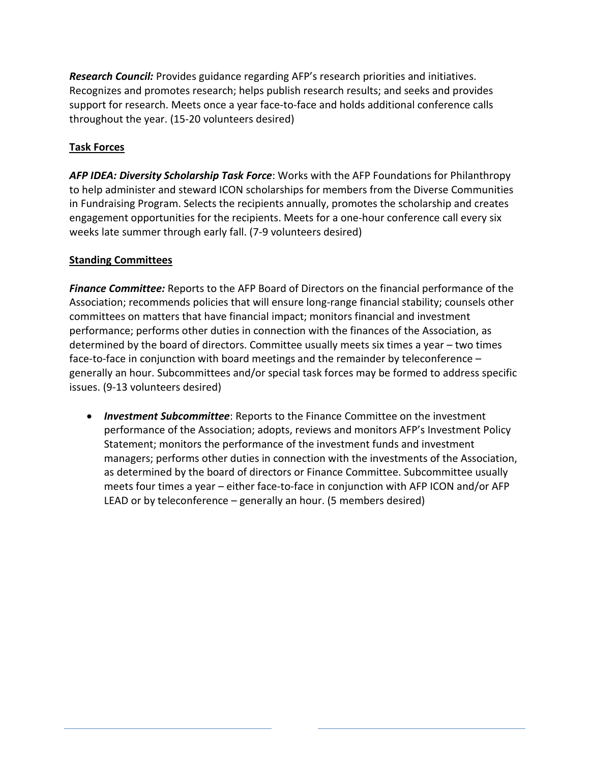***Research Council:*** Provides guidance regarding AFP's research priorities and initiatives. Recognizes and promotes research; helps publish research results; and seeks and provides support for research. Meets once a year face-to-face and holds additional conference calls throughout the year. (15-20 volunteers desired)

## Task Forces

***AFP IDEA: Diversity Scholarship Task Force***: Works with the AFP Foundations for Philanthropy to help administer and steward ICON scholarships for members from the Diverse Communities in Fundraising Program. Selects the recipients annually, promotes the scholarship and creates engagement opportunities for the recipients. Meets for a one-hour conference call every six weeks late summer through early fall. (7-9 volunteers desired)

## Standing Committees

***Finance Committee:*** Reports to the AFP Board of Directors on the financial performance of the Association; recommends policies that will ensure long-range financial stability; counsels other committees on matters that have financial impact; monitors financial and investment performance; performs other duties in connection with the finances of the Association, as determined by the board of directors. Committee usually meets six times a year – two times face-to-face in conjunction with board meetings and the remainder by teleconference – generally an hour. Subcommittees and/or special task forces may be formed to address specific issues. (9-13 volunteers desired)

- ***Investment Subcommittee***: Reports to the Finance Committee on the investment performance of the Association; adopts, reviews and monitors AFP's Investment Policy Statement; monitors the performance of the investment funds and investment managers; performs other duties in connection with the investments of the Association, as determined by the board of directors or Finance Committee. Subcommittee usually meets four times a year – either face-to-face in conjunction with AFP ICON and/or AFP LEAD or by teleconference – generally an hour. (5 members desired)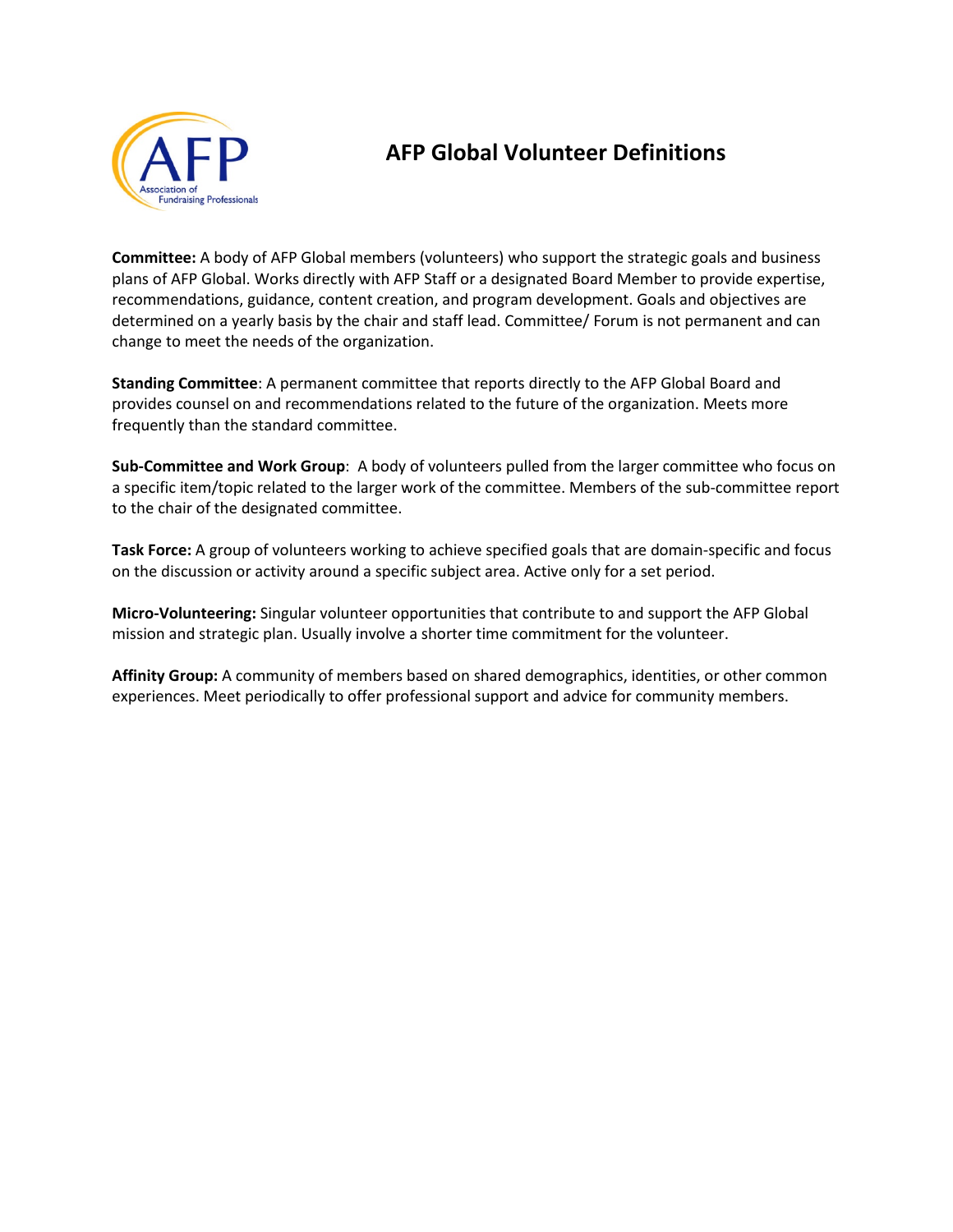# AFP Global Volunteer Definitions

**Committee:** A body of AFP Global members (volunteers) who support the strategic goals and business plans of AFP Global. Works directly with AFP Staff or a designated Board Member to provide expertise, recommendations, guidance, content creation, and program development. Goals and objectives are determined on a yearly basis by the chair and staff lead. Committee/ Forum is not permanent and can change to meet the needs of the organization.

**Standing Committee**: A permanent committee that reports directly to the AFP Global Board and provides counsel on and recommendations related to the future of the organization. Meets more frequently than the standard committee.

**Sub-Committee and Work Group**: A body of volunteers pulled from the larger committee who focus on a specific item/topic related to the larger work of the committee. Members of the sub-committee report to the chair of the designated committee.

**Task Force:** A group of volunteers working to achieve specified goals that are domain-specific and focus on the discussion or activity around a specific subject area. Active only for a set period.

**Micro-Volunteering:** Singular volunteer opportunities that contribute to and support the AFP Global mission and strategic plan. Usually involve a shorter time commitment for the volunteer.

**Affinity Group:** A community of members based on shared demographics, identities, or other common experiences. Meet periodically to offer professional support and advice for community members.